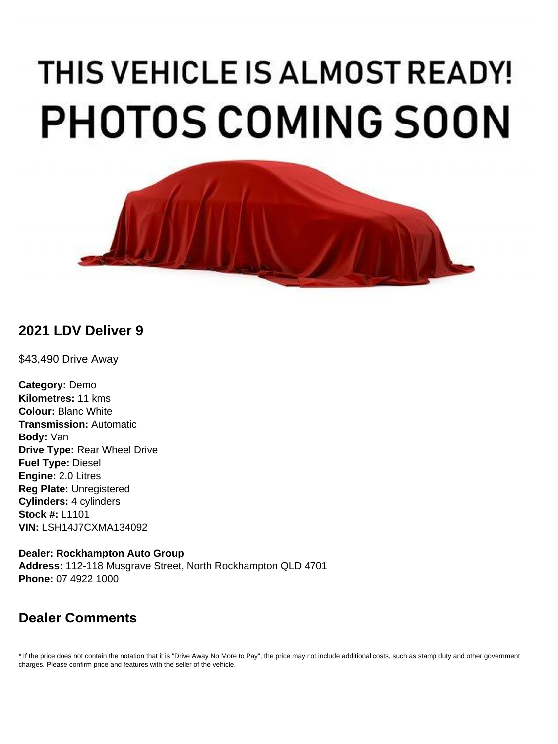THIS VEHICLE IS ALMOST READY!
PHOTOS COMING SOON

## 2021 LDV Deliver 9

$43,490 Drive Away

**Category:** Demo
**Kilometres:** 11 kms
**Colour:** Blanc White
**Transmission:** Automatic
**Body:** Van
**Drive Type:** Rear Wheel Drive
**Fuel Type:** Diesel
**Engine:** 2.0 Litres
**Reg Plate:** Unregistered
**Cylinders:** 4 cylinders
**Stock #:** L1101
**VIN:** LSH14J7CXMA134092

**Dealer: Rockhampton Auto Group**
**Address:** 112-118 Musgrave Street, North Rockhampton QLD 4701
**Phone:** 07 4922 1000

## Dealer Comments

* If the price does not contain the notation that it is "Drive Away No More to Pay", the price may not include additional costs, such as stamp duty and other government charges. Please confirm price and features with the seller of the vehicle.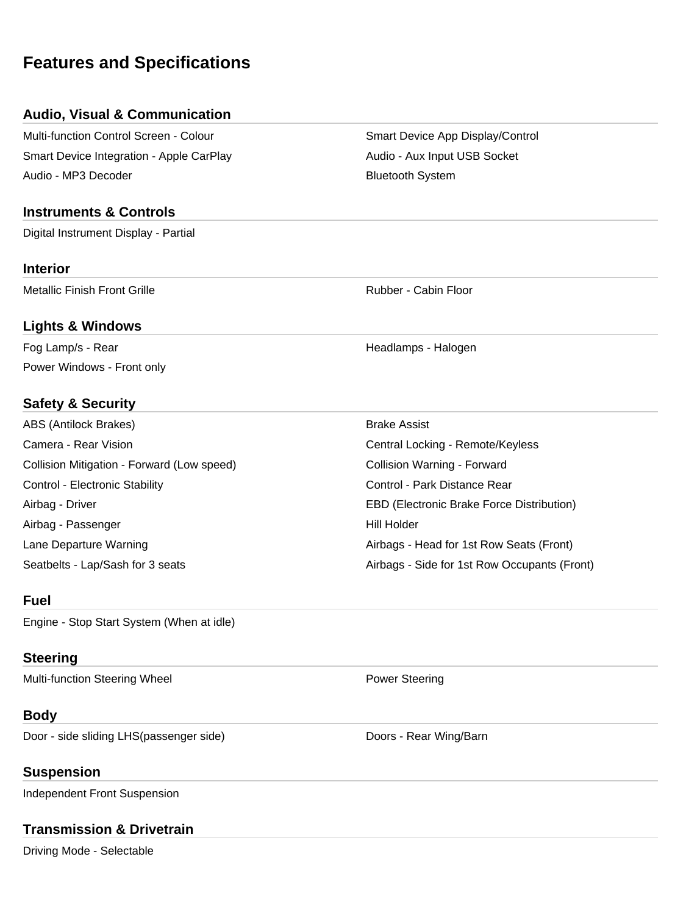# Features and Specifications

## Audio, Visual & Communication

- Multi-function Control Screen - Colour
- Smart Device App Display/Control
- Smart Device Integration - Apple CarPlay
- Audio - Aux Input USB Socket
- Audio - MP3 Decoder
- Bluetooth System

## Instruments & Controls

- Digital Instrument Display - Partial

## Interior

- Metallic Finish Front Grille
- Rubber - Cabin Floor

## Lights & Windows

- Fog Lamp/s - Rear
- Headlamps - Halogen
- Power Windows - Front only

## Safety & Security

- ABS (Antilock Brakes)
- Brake Assist
- Camera - Rear Vision
- Central Locking - Remote/Keyless
- Collision Mitigation - Forward (Low speed)
- Collision Warning - Forward
- Control - Electronic Stability
- Control - Park Distance Rear
- Airbag - Driver
- EBD (Electronic Brake Force Distribution)
- Airbag - Passenger
- Hill Holder
- Lane Departure Warning
- Airbags - Head for 1st Row Seats (Front)
- Seatbelts - Lap/Sash for 3 seats
- Airbags - Side for 1st Row Occupants (Front)

## Fuel

- Engine - Stop Start System (When at idle)

## Steering

- Multi-function Steering Wheel
- Power Steering

## Body

- Door - side sliding LHS(passenger side)
- Doors - Rear Wing/Barn

## Suspension

- Independent Front Suspension

## Transmission & Drivetrain

- Driving Mode - Selectable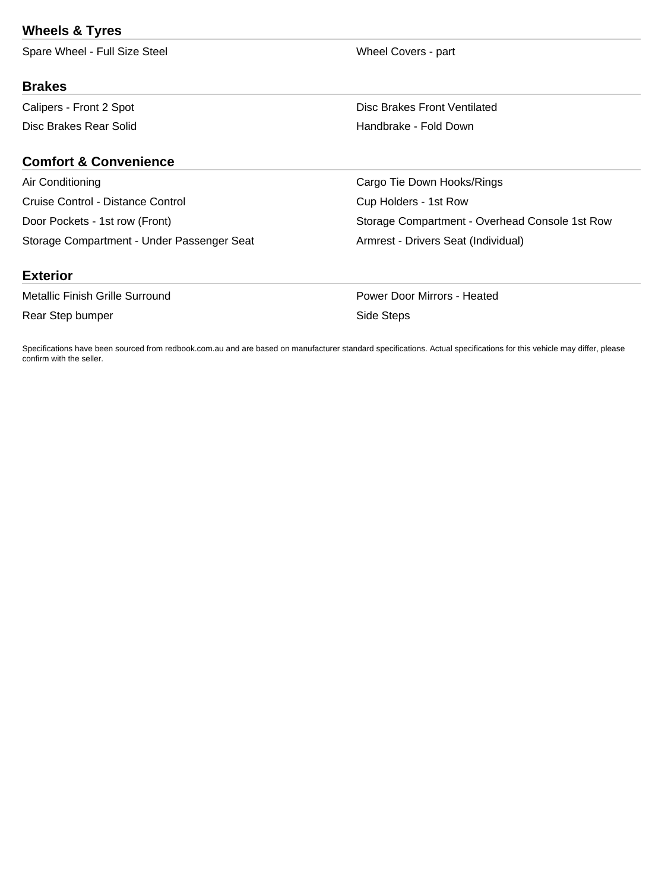## Wheels & Tyres

Spare Wheel - Full Size Steel

Wheel Covers - part

## Brakes

Calipers - Front 2 Spot

Disc Brakes Front Ventilated

Disc Brakes Rear Solid

Handbrake - Fold Down

## Comfort & Convenience

Air Conditioning

Cargo Tie Down Hooks/Rings

Cruise Control - Distance Control

Cup Holders - 1st Row

Door Pockets - 1st row (Front)

Storage Compartment - Overhead Console 1st Row

Storage Compartment - Under Passenger Seat

Armrest - Drivers Seat (Individual)

## Exterior

Metallic Finish Grille Surround

Power Door Mirrors - Heated

Rear Step bumper

Side Steps

Specifications have been sourced from redbook.com.au and are based on manufacturer standard specifications. Actual specifications for this vehicle may differ, please confirm with the seller.